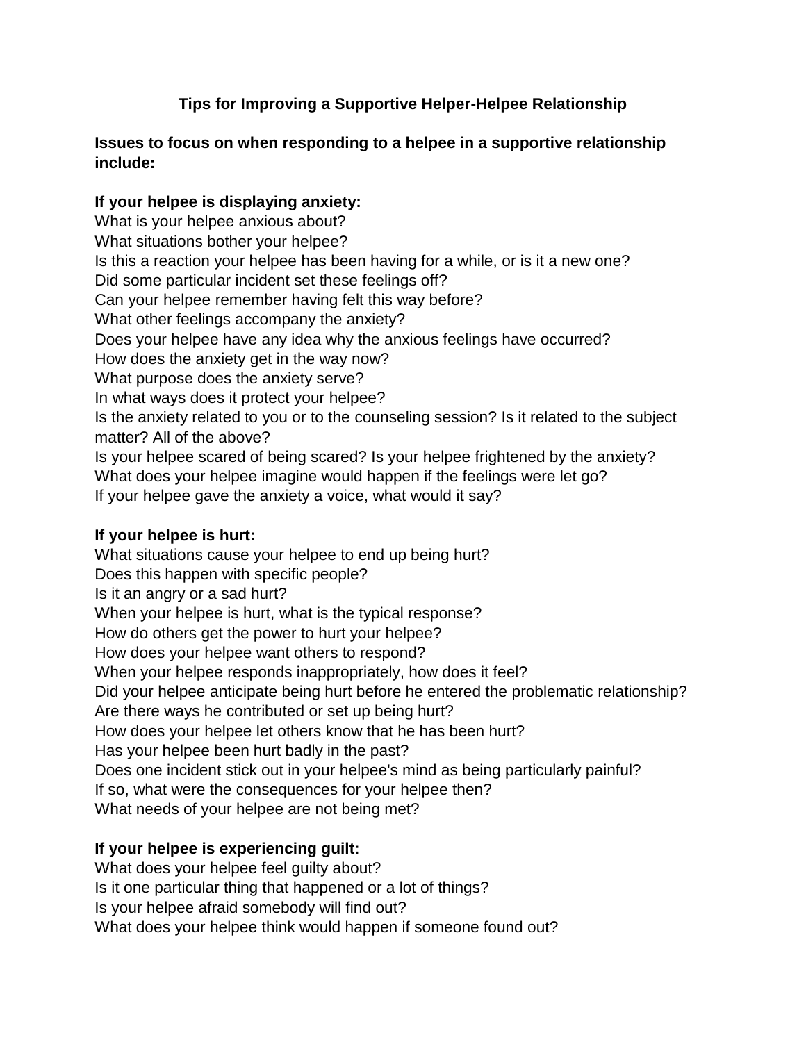# Tips for Improving a Supportive Helper-Helpee Relationship

**Issues to focus on when responding to a helpee in a supportive relationship include:**

**If your helpee is displaying anxiety:**

What is your helpee anxious about?
What situations bother your helpee?
Is this a reaction your helpee has been having for a while, or is it a new one?
Did some particular incident set these feelings off?
Can your helpee remember having felt this way before?
What other feelings accompany the anxiety?
Does your helpee have any idea why the anxious feelings have occurred?
How does the anxiety get in the way now?
What purpose does the anxiety serve?
In what ways does it protect your helpee?
Is the anxiety related to you or to the counseling session? Is it related to the subject matter? All of the above?
Is your helpee scared of being scared? Is your helpee frightened by the anxiety?
What does your helpee imagine would happen if the feelings were let go?
If your helpee gave the anxiety a voice, what would it say?

**If your helpee is hurt:**

What situations cause your helpee to end up being hurt?
Does this happen with specific people?
Is it an angry or a sad hurt?
When your helpee is hurt, what is the typical response?
How do others get the power to hurt your helpee?
How does your helpee want others to respond?
When your helpee responds inappropriately, how does it feel?
Did your helpee anticipate being hurt before he entered the problematic relationship?
Are there ways he contributed or set up being hurt?
How does your helpee let others know that he has been hurt?
Has your helpee been hurt badly in the past?
Does one incident stick out in your helpee's mind as being particularly painful?
If so, what were the consequences for your helpee then?
What needs of your helpee are not being met?

**If your helpee is experiencing guilt:**

What does your helpee feel guilty about?
Is it one particular thing that happened or a lot of things?
Is your helpee afraid somebody will find out?
What does your helpee think would happen if someone found out?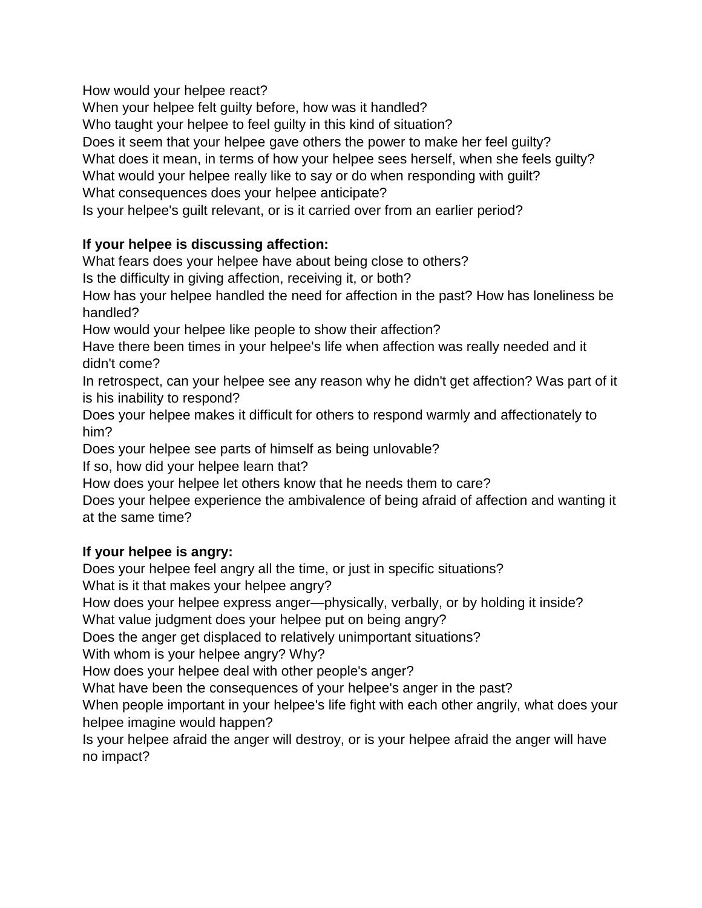How would your helpee react?
When your helpee felt guilty before, how was it handled?
Who taught your helpee to feel guilty in this kind of situation?
Does it seem that your helpee gave others the power to make her feel guilty?
What does it mean, in terms of how your helpee sees herself, when she feels guilty?
What would your helpee really like to say or do when responding with guilt?
What consequences does your helpee anticipate?
Is your helpee's guilt relevant, or is it carried over from an earlier period?

**If your helpee is discussing affection:**
What fears does your helpee have about being close to others?
Is the difficulty in giving affection, receiving it, or both?
How has your helpee handled the need for affection in the past? How has loneliness be handled?
How would your helpee like people to show their affection?
Have there been times in your helpee's life when affection was really needed and it didn't come?
In retrospect, can your helpee see any reason why he didn't get affection? Was part of it is his inability to respond?
Does your helpee makes it difficult for others to respond warmly and affectionately to him?
Does your helpee see parts of himself as being unlovable?
If so, how did your helpee learn that?
How does your helpee let others know that he needs them to care?
Does your helpee experience the ambivalence of being afraid of affection and wanting it at the same time?

**If your helpee is angry:**
Does your helpee feel angry all the time, or just in specific situations?
What is it that makes your helpee angry?
How does your helpee express anger—physically, verbally, or by holding it inside?
What value judgment does your helpee put on being angry?
Does the anger get displaced to relatively unimportant situations?
With whom is your helpee angry? Why?
How does your helpee deal with other people's anger?
What have been the consequences of your helpee's anger in the past?
When people important in your helpee's life fight with each other angrily, what does your helpee imagine would happen?
Is your helpee afraid the anger will destroy, or is your helpee afraid the anger will have no impact?